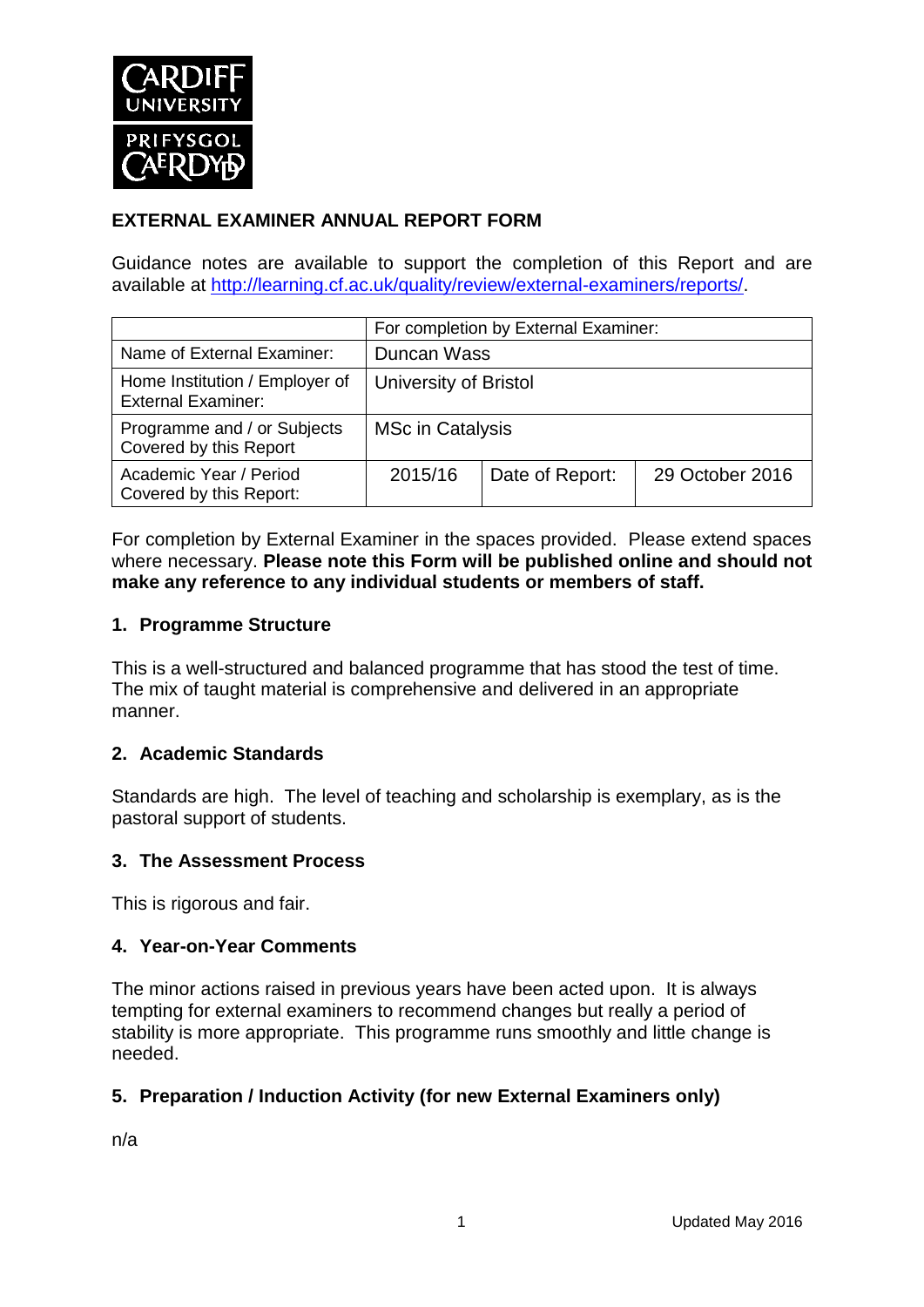**EXTERNAL EXAMINER ANNUAL REPORT FORM**

Guidance notes are available to support the completion of this Report and are available at http://learning.cf.ac.uk/quality/review/external-examiners/reports/.

| | For completion by External Examiner: | | |
|---|---|---|---|
| Name of External Examiner: | Duncan Wass | | |
| Home Institution / Employer of External Examiner: | University of Bristol | | |
| Programme and / or Subjects Covered by this Report | MSc in Catalysis | | |
| Academic Year / Period Covered by this Report: | 2015/16 | Date of Report: | 29 October 2016 |

For completion by External Examiner in the spaces provided. Please extend spaces where necessary. **Please note this Form will be published online and should not make any reference to any individual students or members of staff.**

## 1. Programme Structure

This is a well-structured and balanced programme that has stood the test of time. The mix of taught material is comprehensive and delivered in an appropriate manner.

## 2. Academic Standards

Standards are high. The level of teaching and scholarship is exemplary, as is the pastoral support of students.

## 3. The Assessment Process

This is rigorous and fair.

## 4. Year-on-Year Comments

The minor actions raised in previous years have been acted upon. It is always tempting for external examiners to recommend changes but really a period of stability is more appropriate. This programme runs smoothly and little change is needed.

## 5. Preparation / Induction Activity (for new External Examiners only)

n/a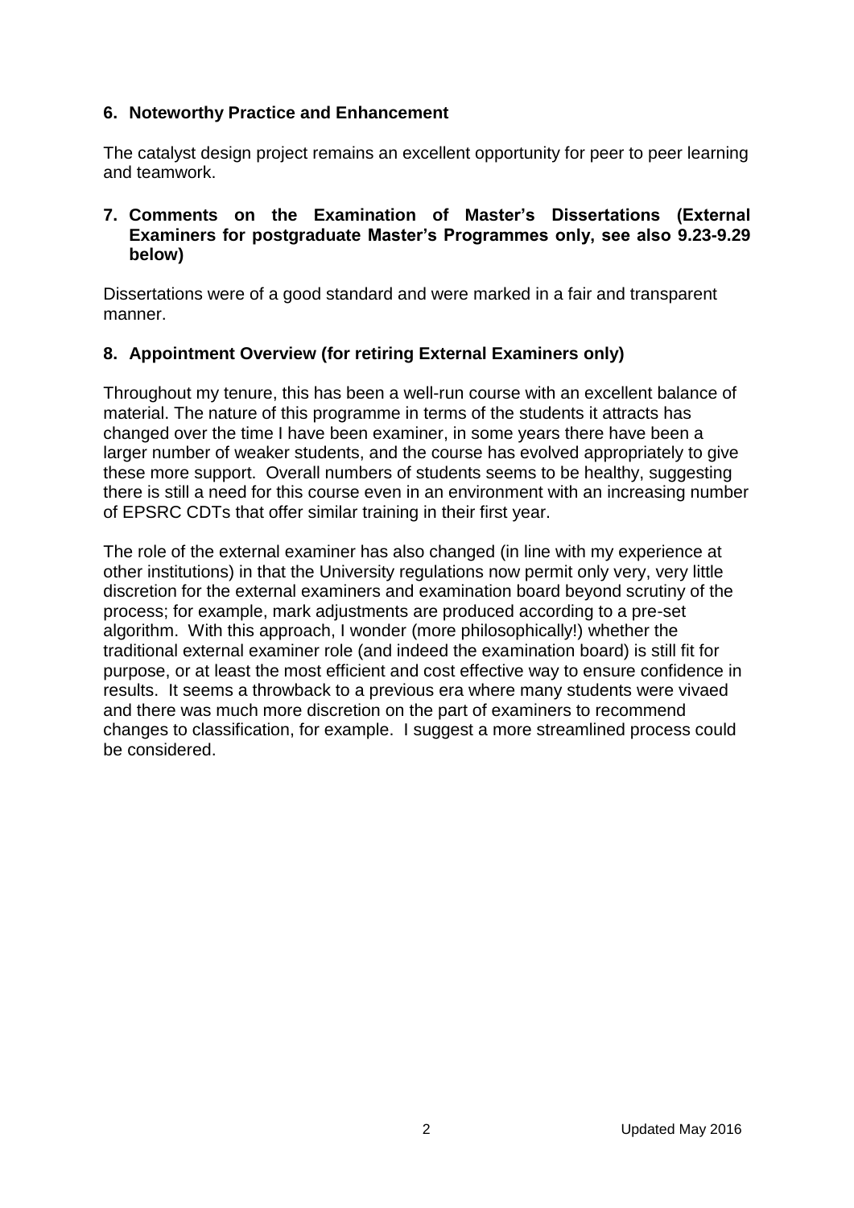## 6. Noteworthy Practice and Enhancement

The catalyst design project remains an excellent opportunity for peer to peer learning and teamwork.

## 7. Comments on the Examination of Master's Dissertations (External Examiners for postgraduate Master's Programmes only, see also 9.23-9.29 below)

Dissertations were of a good standard and were marked in a fair and transparent manner.

## 8. Appointment Overview (for retiring External Examiners only)

Throughout my tenure, this has been a well-run course with an excellent balance of material. The nature of this programme in terms of the students it attracts has changed over the time I have been examiner, in some years there have been a larger number of weaker students, and the course has evolved appropriately to give these more support. Overall numbers of students seems to be healthy, suggesting there is still a need for this course even in an environment with an increasing number of EPSRC CDTs that offer similar training in their first year.

The role of the external examiner has also changed (in line with my experience at other institutions) in that the University regulations now permit only very, very little discretion for the external examiners and examination board beyond scrutiny of the process; for example, mark adjustments are produced according to a pre-set algorithm. With this approach, I wonder (more philosophically!) whether the traditional external examiner role (and indeed the examination board) is still fit for purpose, or at least the most efficient and cost effective way to ensure confidence in results. It seems a throwback to a previous era where many students were vivaed and there was much more discretion on the part of examiners to recommend changes to classification, for example. I suggest a more streamlined process could be considered.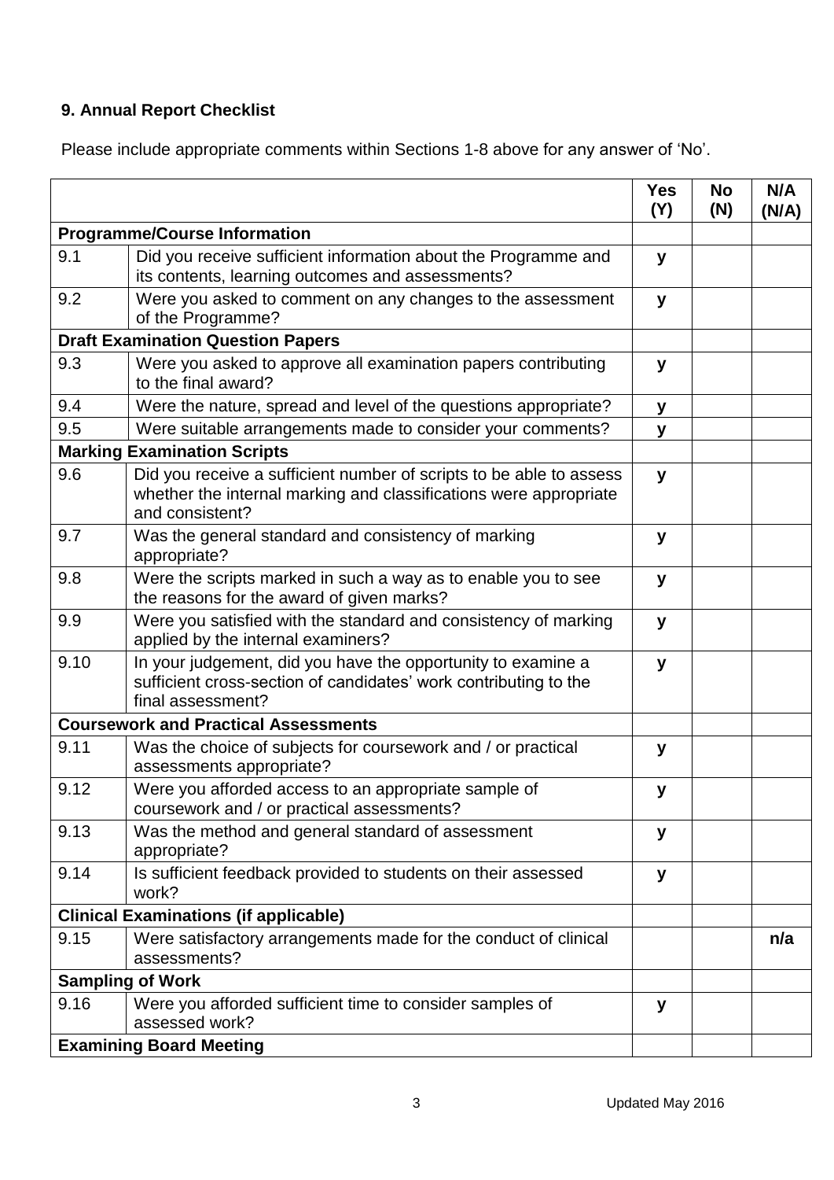### 9. Annual Report Checklist

Please include appropriate comments within Sections 1-8 above for any answer of 'No'.

| | | Yes (Y) | No (N) | N/A (N/A) |
|---|---|---|---|---|
| **Programme/Course Information** | | | | |
| 9.1 | Did you receive sufficient information about the Programme and its contents, learning outcomes and assessments? | y | | |
| 9.2 | Were you asked to comment on any changes to the assessment of the Programme? | y | | |
| **Draft Examination Question Papers** | | | | |
| 9.3 | Were you asked to approve all examination papers contributing to the final award? | y | | |
| 9.4 | Were the nature, spread and level of the questions appropriate? | y | | |
| 9.5 | Were suitable arrangements made to consider your comments? | y | | |
| **Marking Examination Scripts** | | | | |
| 9.6 | Did you receive a sufficient number of scripts to be able to assess whether the internal marking and classifications were appropriate and consistent? | y | | |
| 9.7 | Was the general standard and consistency of marking appropriate? | y | | |
| 9.8 | Were the scripts marked in such a way as to enable you to see the reasons for the award of given marks? | y | | |
| 9.9 | Were you satisfied with the standard and consistency of marking applied by the internal examiners? | y | | |
| 9.10 | In your judgement, did you have the opportunity to examine a sufficient cross-section of candidates' work contributing to the final assessment? | y | | |
| **Coursework and Practical Assessments** | | | | |
| 9.11 | Was the choice of subjects for coursework and / or practical assessments appropriate? | y | | |
| 9.12 | Were you afforded access to an appropriate sample of coursework and / or practical assessments? | y | | |
| 9.13 | Was the method and general standard of assessment appropriate? | y | | |
| 9.14 | Is sufficient feedback provided to students on their assessed work? | y | | |
| **Clinical Examinations (if applicable)** | | | | |
| 9.15 | Were satisfactory arrangements made for the conduct of clinical assessments? | | | n/a |
| **Sampling of Work** | | | | |
| 9.16 | Were you afforded sufficient time to consider samples of assessed work? | y | | |
| **Examining Board Meeting** | | | | |

Updated May 2016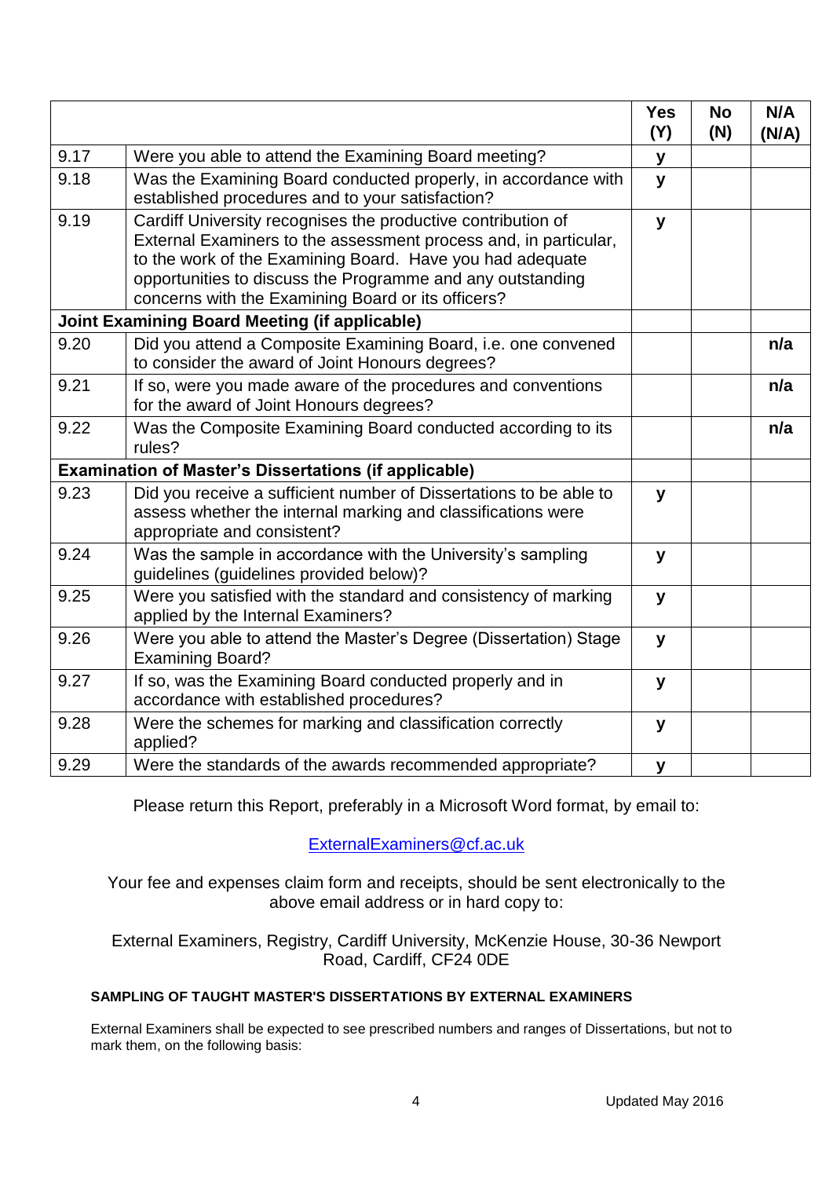| | | Yes (Y) | No (N) | N/A (N/A) |
|---|---|---|---|---|
| 9.17 | Were you able to attend the Examining Board meeting? | y | | |
| 9.18 | Was the Examining Board conducted properly, in accordance with established procedures and to your satisfaction? | y | | |
| 9.19 | Cardiff University recognises the productive contribution of External Examiners to the assessment process and, in particular, to the work of the Examining Board. Have you had adequate opportunities to discuss the Programme and any outstanding concerns with the Examining Board or its officers? | y | | |
| **Joint Examining Board Meeting (if applicable)** | | | | |
| 9.20 | Did you attend a Composite Examining Board, i.e. one convened to consider the award of Joint Honours degrees? | | | n/a |
| 9.21 | If so, were you made aware of the procedures and conventions for the award of Joint Honours degrees? | | | n/a |
| 9.22 | Was the Composite Examining Board conducted according to its rules? | | | n/a |
| **Examination of Master's Dissertations (if applicable)** | | | | |
| 9.23 | Did you receive a sufficient number of Dissertations to be able to assess whether the internal marking and classifications were appropriate and consistent? | y | | |
| 9.24 | Was the sample in accordance with the University's sampling guidelines (guidelines provided below)? | y | | |
| 9.25 | Were you satisfied with the standard and consistency of marking applied by the Internal Examiners? | y | | |
| 9.26 | Were you able to attend the Master's Degree (Dissertation) Stage Examining Board? | y | | |
| 9.27 | If so, was the Examining Board conducted properly and in accordance with established procedures? | y | | |
| 9.28 | Were the schemes for marking and classification correctly applied? | y | | |
| 9.29 | Were the standards of the awards recommended appropriate? | y | | |

Please return this Report, preferably in a Microsoft Word format, by email to:

[ExternalExaminers@cf.ac.uk](mailto:ExternalExaminers@cf.ac.uk)

Your fee and expenses claim form and receipts, should be sent electronically to the above email address or in hard copy to:

External Examiners, Registry, Cardiff University, McKenzie House, 30-36 Newport Road, Cardiff, CF24 0DE

**SAMPLING OF TAUGHT MASTER'S DISSERTATIONS BY EXTERNAL EXAMINERS**

External Examiners shall be expected to see prescribed numbers and ranges of Dissertations, but not to mark them, on the following basis: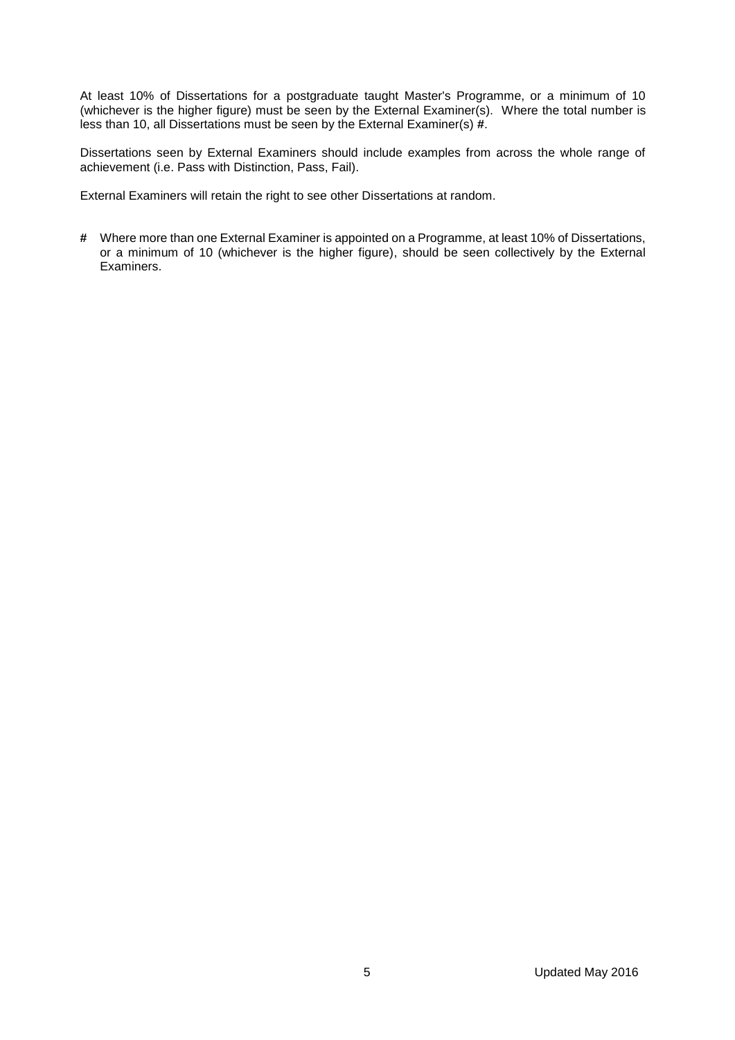At least 10% of Dissertations for a postgraduate taught Master's Programme, or a minimum of 10 (whichever is the higher figure) must be seen by the External Examiner(s). Where the total number is less than 10, all Dissertations must be seen by the External Examiner(s) **#**.

Dissertations seen by External Examiners should include examples from across the whole range of achievement (i.e. Pass with Distinction, Pass, Fail).

External Examiners will retain the right to see other Dissertations at random.

**#** Where more than one External Examiner is appointed on a Programme, at least 10% of Dissertations, or a minimum of 10 (whichever is the higher figure), should be seen collectively by the External Examiners.